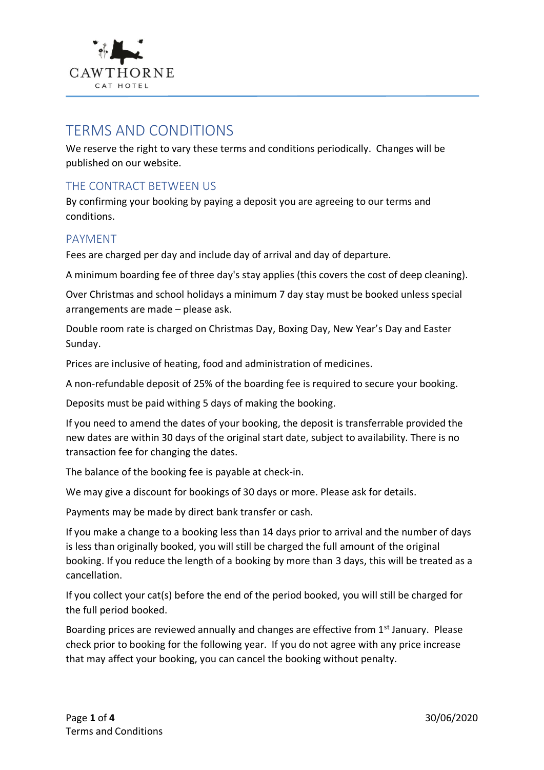CAWTHORNE

CAT HOTEL

# TERMS AND CONDITIONS

We reserve the right to vary these terms and conditions periodically. Changes will be published on our website.

## THE CONTRACT BETWEEN US

By confirming your booking by paying a deposit you are agreeing to our terms and conditions.

## PAYMENT

Fees are charged per day and include day of arrival and day of departure.

A minimum boarding fee of three day's stay applies (this covers the cost of deep cleaning).

Over Christmas and school holidays a minimum 7 day stay must be booked unless special arrangements are made – please ask.

Double room rate is charged on Christmas Day, Boxing Day, New Year's Day and Easter Sunday.

Prices are inclusive of heating, food and administration of medicines.

A non-refundable deposit of 25% of the boarding fee is required to secure your booking.

Deposits must be paid withing 5 days of making the booking.

If you need to amend the dates of your booking, the deposit is transferrable provided the new dates are within 30 days of the original start date, subject to availability. There is no transaction fee for changing the dates.

The balance of the booking fee is payable at check-in.

We may give a discount for bookings of 30 days or more. Please ask for details.

Payments may be made by direct bank transfer or cash.

If you make a change to a booking less than 14 days prior to arrival and the number of days is less than originally booked, you will still be charged the full amount of the original booking. If you reduce the length of a booking by more than 3 days, this will be treated as a cancellation.

If you collect your cat(s) before the end of the period booked, you will still be charged for the full period booked.

Boarding prices are reviewed annually and changes are effective from 1st January. Please check prior to booking for the following year. If you do not agree with any price increase that may affect your booking, you can cancel the booking without penalty.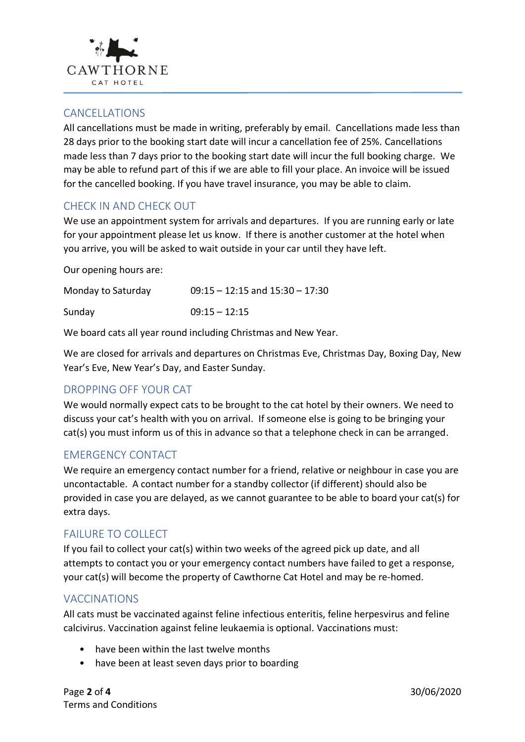## CANCELLATIONS

All cancellations must be made in writing, preferably by email. Cancellations made less than 28 days prior to the booking start date will incur a cancellation fee of 25%. Cancellations made less than 7 days prior to the booking start date will incur the full booking charge. We may be able to refund part of this if we are able to fill your place. An invoice will be issued for the cancelled booking. If you have travel insurance, you may be able to claim.

## CHECK IN AND CHECK OUT

We use an appointment system for arrivals and departures. If you are running early or late for your appointment please let us know. If there is another customer at the hotel when you arrive, you will be asked to wait outside in your car until they have left.

Our opening hours are:

| | |
|---|---|
| Monday to Saturday | 09:15 – 12:15 and 15:30 – 17:30 |
| Sunday | 09:15 – 12:15 |

We board cats all year round including Christmas and New Year.

We are closed for arrivals and departures on Christmas Eve, Christmas Day, Boxing Day, New Year's Eve, New Year's Day, and Easter Sunday.

## DROPPING OFF YOUR CAT

We would normally expect cats to be brought to the cat hotel by their owners. We need to discuss your cat's health with you on arrival. If someone else is going to be bringing your cat(s) you must inform us of this in advance so that a telephone check in can be arranged.

## EMERGENCY CONTACT

We require an emergency contact number for a friend, relative or neighbour in case you are uncontactable. A contact number for a standby collector (if different) should also be provided in case you are delayed, as we cannot guarantee to be able to board your cat(s) for extra days.

## FAILURE TO COLLECT

If you fail to collect your cat(s) within two weeks of the agreed pick up date, and all attempts to contact you or your emergency contact numbers have failed to get a response, your cat(s) will become the property of Cawthorne Cat Hotel and may be re-homed.

## VACCINATIONS

All cats must be vaccinated against feline infectious enteritis, feline herpesvirus and feline calcivirus. Vaccination against feline leukaemia is optional. Vaccinations must:

- have been within the last twelve months
- have been at least seven days prior to boarding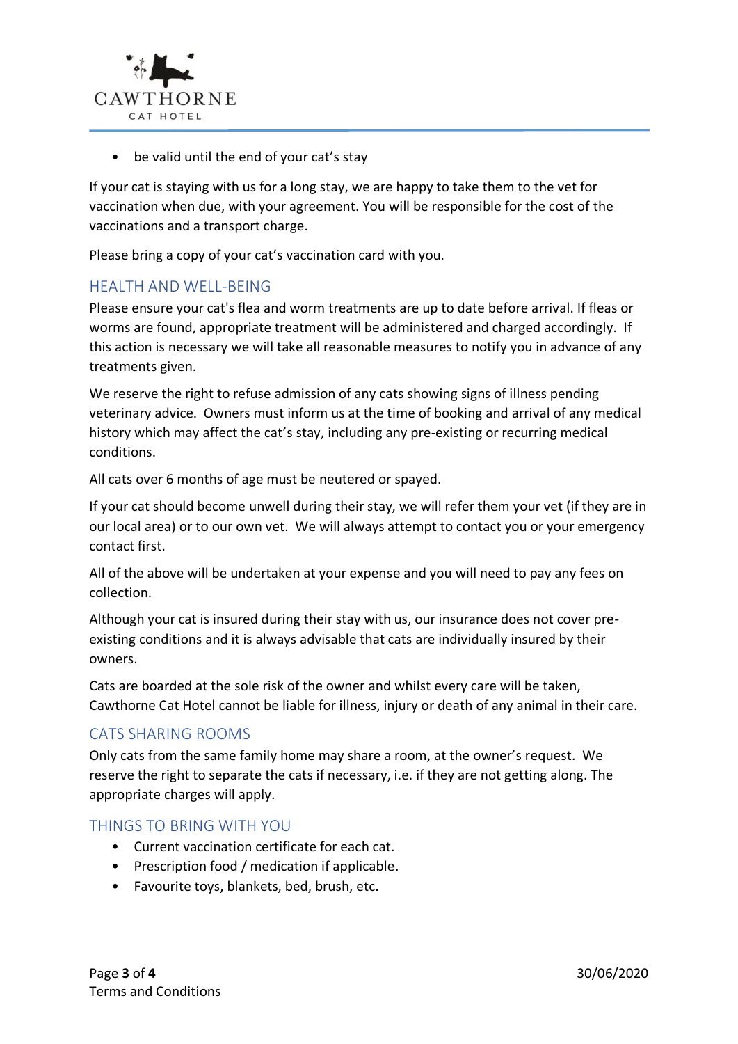- be valid until the end of your cat's stay

If your cat is staying with us for a long stay, we are happy to take them to the vet for vaccination when due, with your agreement. You will be responsible for the cost of the vaccinations and a transport charge.

Please bring a copy of your cat's vaccination card with you.

## HEALTH AND WELL-BEING

Please ensure your cat's flea and worm treatments are up to date before arrival. If fleas or worms are found, appropriate treatment will be administered and charged accordingly. If this action is necessary we will take all reasonable measures to notify you in advance of any treatments given.

We reserve the right to refuse admission of any cats showing signs of illness pending veterinary advice. Owners must inform us at the time of booking and arrival of any medical history which may affect the cat's stay, including any pre-existing or recurring medical conditions.

All cats over 6 months of age must be neutered or spayed.

If your cat should become unwell during their stay, we will refer them your vet (if they are in our local area) or to our own vet. We will always attempt to contact you or your emergency contact first.

All of the above will be undertaken at your expense and you will need to pay any fees on collection.

Although your cat is insured during their stay with us, our insurance does not cover pre-existing conditions and it is always advisable that cats are individually insured by their owners.

Cats are boarded at the sole risk of the owner and whilst every care will be taken, Cawthorne Cat Hotel cannot be liable for illness, injury or death of any animal in their care.

## CATS SHARING ROOMS

Only cats from the same family home may share a room, at the owner's request. We reserve the right to separate the cats if necessary, i.e. if they are not getting along. The appropriate charges will apply.

## THINGS TO BRING WITH YOU

- Current vaccination certificate for each cat.
- Prescription food / medication if applicable.
- Favourite toys, blankets, bed, brush, etc.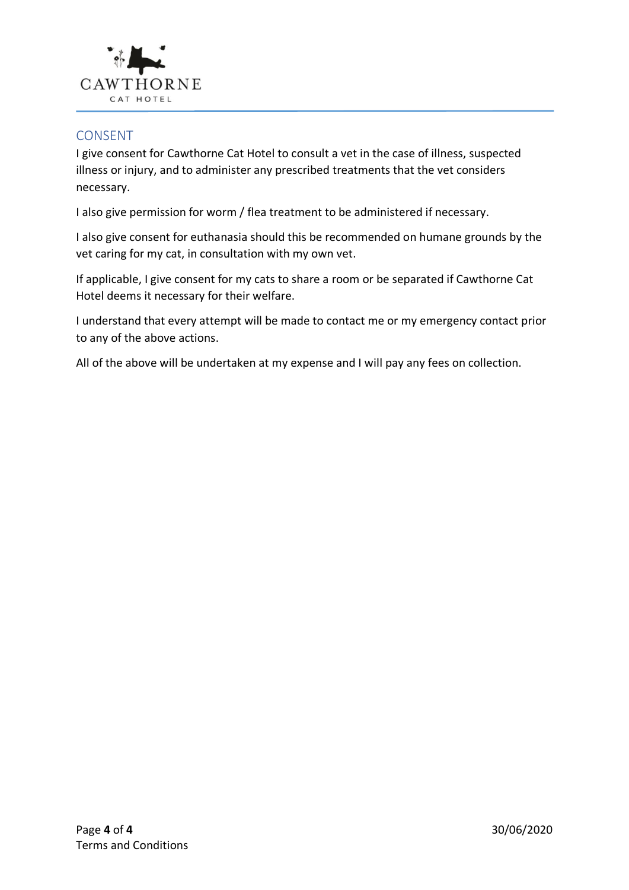## CONSENT

I give consent for Cawthorne Cat Hotel to consult a vet in the case of illness, suspected illness or injury, and to administer any prescribed treatments that the vet considers necessary.

I also give permission for worm / flea treatment to be administered if necessary.

I also give consent for euthanasia should this be recommended on humane grounds by the vet caring for my cat, in consultation with my own vet.

If applicable, I give consent for my cats to share a room or be separated if Cawthorne Cat Hotel deems it necessary for their welfare.

I understand that every attempt will be made to contact me or my emergency contact prior to any of the above actions.

All of the above will be undertaken at my expense and I will pay any fees on collection.